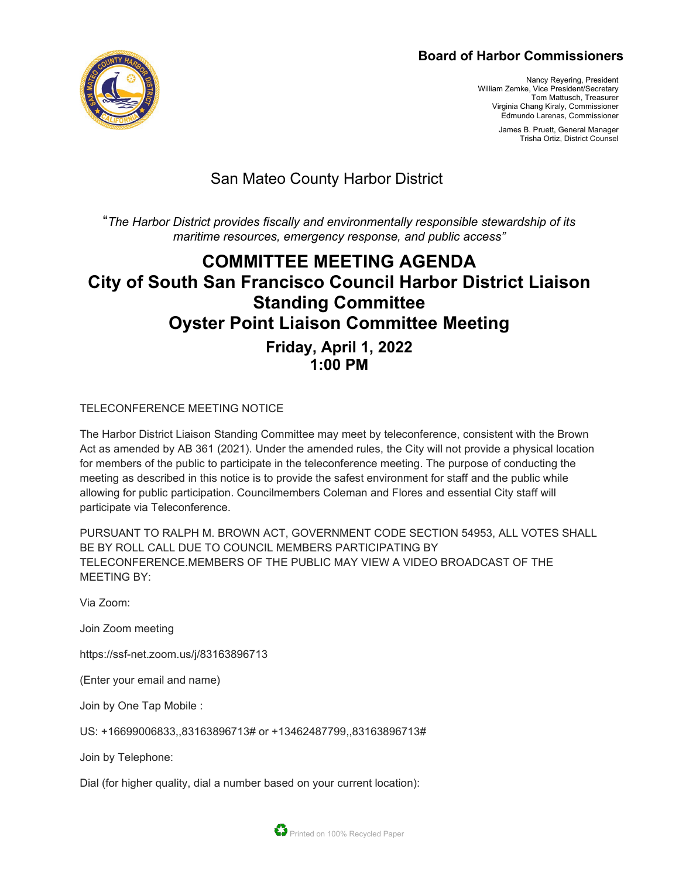**Board of Harbor Commissioners**

Nancy Reyering, President
William Zemke, Vice President/Secretary
Tom Mattusch, Treasurer
Virginia Chang Kiraly, Commissioner
Edmundo Larenas, Commissioner

James B. Pruett, General Manager
Trisha Ortiz, District Counsel

San Mateo County Harbor District

*"The Harbor District provides fiscally and environmentally responsible stewardship of its maritime resources, emergency response, and public access"*

# COMMITTEE MEETING AGENDA
# City of South San Francisco Council Harbor District Liaison Standing Committee
# Oyster Point Liaison Committee Meeting

## Friday, April 1, 2022
## 1:00 PM

TELECONFERENCE MEETING NOTICE

The Harbor District Liaison Standing Committee may meet by teleconference, consistent with the Brown Act as amended by AB 361 (2021). Under the amended rules, the City will not provide a physical location for members of the public to participate in the teleconference meeting. The purpose of conducting the meeting as described in this notice is to provide the safest environment for staff and the public while allowing for public participation. Councilmembers Coleman and Flores and essential City staff will participate via Teleconference.

PURSUANT TO RALPH M. BROWN ACT, GOVERNMENT CODE SECTION 54953, ALL VOTES SHALL BE BY ROLL CALL DUE TO COUNCIL MEMBERS PARTICIPATING BY TELECONFERENCE.MEMBERS OF THE PUBLIC MAY VIEW A VIDEO BROADCAST OF THE MEETING BY:

Via Zoom:

Join Zoom meeting

https://ssf-net.zoom.us/j/83163896713

(Enter your email and name)

Join by One Tap Mobile :

US: +16699006833,,83163896713# or +13462487799,,83163896713#

Join by Telephone:

Dial (for higher quality, dial a number based on your current location):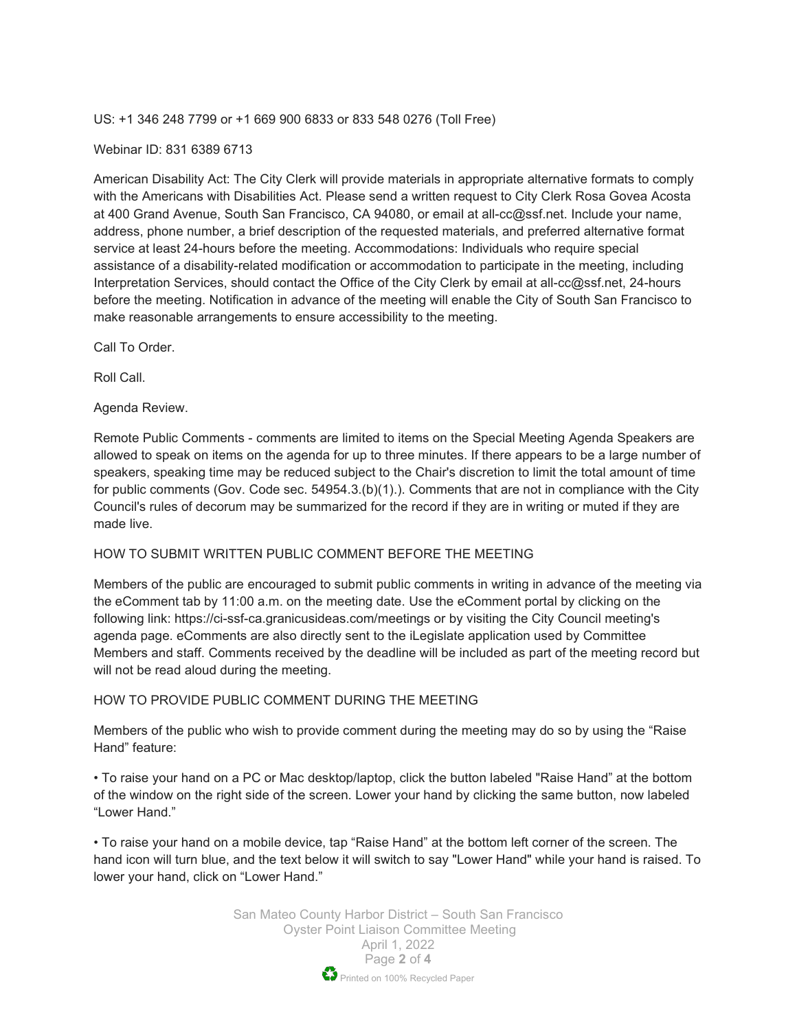US: +1 346 248 7799 or +1 669 900 6833 or 833 548 0276 (Toll Free)

Webinar ID: 831 6389 6713

American Disability Act: The City Clerk will provide materials in appropriate alternative formats to comply with the Americans with Disabilities Act. Please send a written request to City Clerk Rosa Govea Acosta at 400 Grand Avenue, South San Francisco, CA 94080, or email at all-cc@ssf.net. Include your name, address, phone number, a brief description of the requested materials, and preferred alternative format service at least 24-hours before the meeting. Accommodations: Individuals who require special assistance of a disability-related modification or accommodation to participate in the meeting, including Interpretation Services, should contact the Office of the City Clerk by email at all-cc@ssf.net, 24-hours before the meeting. Notification in advance of the meeting will enable the City of South San Francisco to make reasonable arrangements to ensure accessibility to the meeting.

Call To Order.

Roll Call.

Agenda Review.

Remote Public Comments - comments are limited to items on the Special Meeting Agenda Speakers are allowed to speak on items on the agenda for up to three minutes. If there appears to be a large number of speakers, speaking time may be reduced subject to the Chair's discretion to limit the total amount of time for public comments (Gov. Code sec. 54954.3.(b)(1).). Comments that are not in compliance with the City Council's rules of decorum may be summarized for the record if they are in writing or muted if they are made live.

HOW TO SUBMIT WRITTEN PUBLIC COMMENT BEFORE THE MEETING

Members of the public are encouraged to submit public comments in writing in advance of the meeting via the eComment tab by 11:00 a.m. on the meeting date. Use the eComment portal by clicking on the following link: https://ci-ssf-ca.granicusideas.com/meetings or by visiting the City Council meeting's agenda page. eComments are also directly sent to the iLegislate application used by Committee Members and staff. Comments received by the deadline will be included as part of the meeting record but will not be read aloud during the meeting.

HOW TO PROVIDE PUBLIC COMMENT DURING THE MEETING

Members of the public who wish to provide comment during the meeting may do so by using the "Raise Hand" feature:

- To raise your hand on a PC or Mac desktop/laptop, click the button labeled "Raise Hand" at the bottom of the window on the right side of the screen. Lower your hand by clicking the same button, now labeled "Lower Hand."

- To raise your hand on a mobile device, tap "Raise Hand" at the bottom left corner of the screen. The hand icon will turn blue, and the text below it will switch to say "Lower Hand" while your hand is raised. To lower your hand, click on "Lower Hand."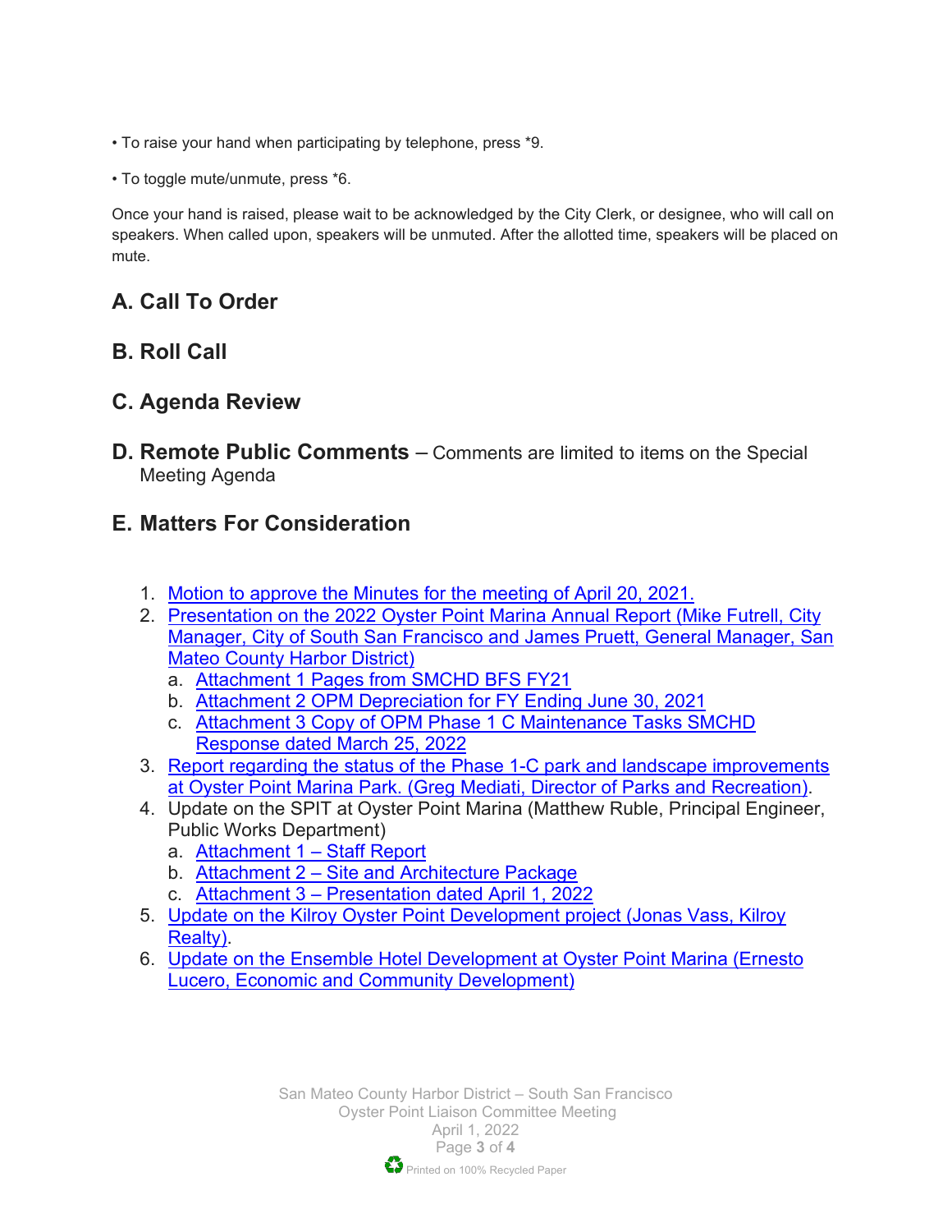• To raise your hand when participating by telephone, press *9.

• To toggle mute/unmute, press *6.

Once your hand is raised, please wait to be acknowledged by the City Clerk, or designee, who will call on speakers. When called upon, speakers will be unmuted. After the allotted time, speakers will be placed on mute.

## A. Call To Order

## B. Roll Call

## C. Agenda Review

## D. Remote Public Comments – Comments are limited to items on the Special Meeting Agenda

## E. Matters For Consideration

1. Motion to approve the Minutes for the meeting of April 20, 2021.
2. Presentation on the 2022 Oyster Point Marina Annual Report (Mike Futrell, City Manager, City of South San Francisco and James Pruett, General Manager, San Mateo County Harbor District)
   a. Attachment 1 Pages from SMCHD BFS FY21
   b. Attachment 2 OPM Depreciation for FY Ending June 30, 2021
   c. Attachment 3 Copy of OPM Phase 1 C Maintenance Tasks SMCHD Response dated March 25, 2022
3. Report regarding the status of the Phase 1-C park and landscape improvements at Oyster Point Marina Park. (Greg Mediati, Director of Parks and Recreation).
4. Update on the SPIT at Oyster Point Marina (Matthew Ruble, Principal Engineer, Public Works Department)
   a. Attachment 1 – Staff Report
   b. Attachment 2 – Site and Architecture Package
   c. Attachment 3 – Presentation dated April 1, 2022
5. Update on the Kilroy Oyster Point Development project (Jonas Vass, Kilroy Realty).
6. Update on the Ensemble Hotel Development at Oyster Point Marina (Ernesto Lucero, Economic and Community Development)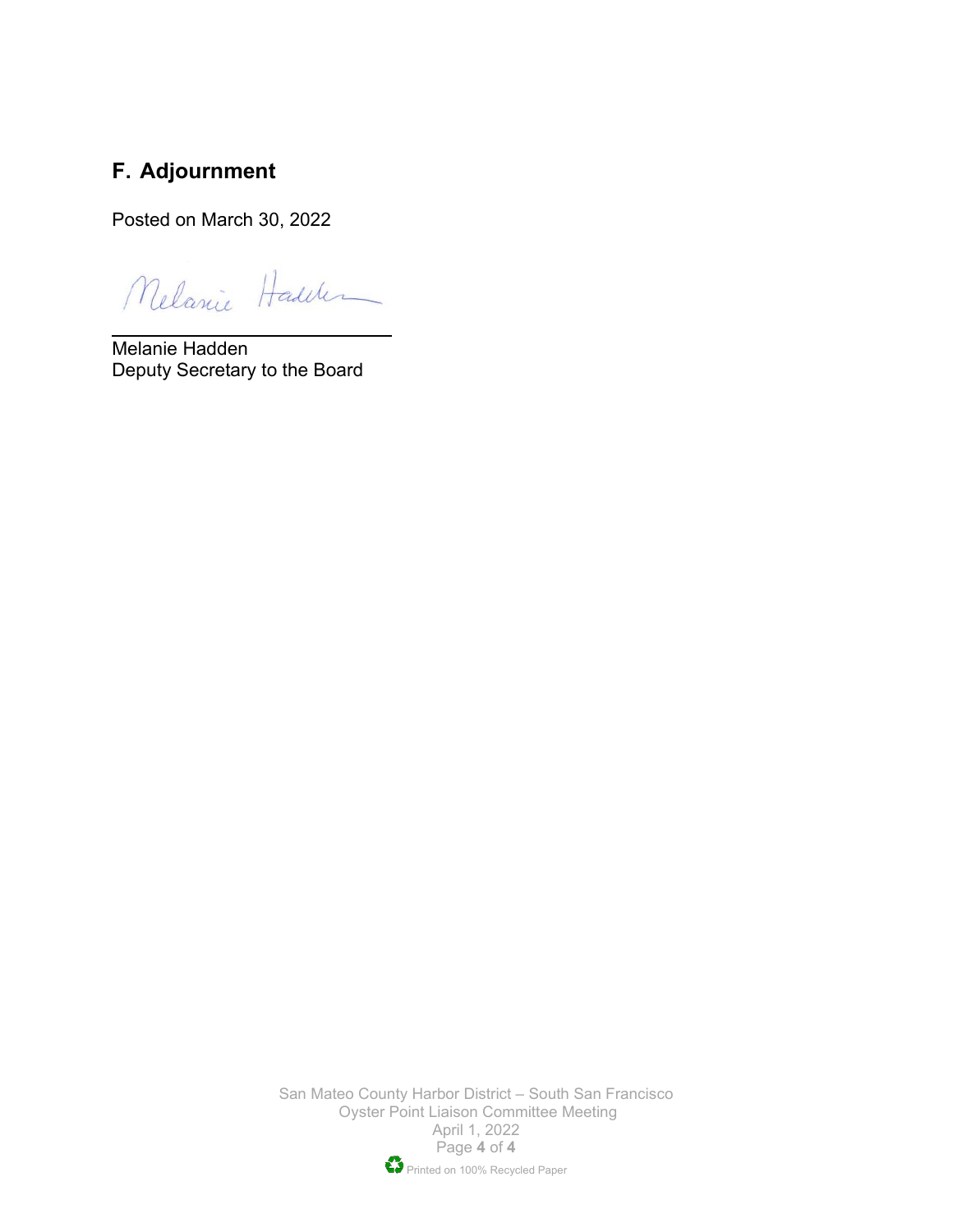## F. Adjournment

Posted on March 30, 2022

Melanie Hadden
Deputy Secretary to the Board